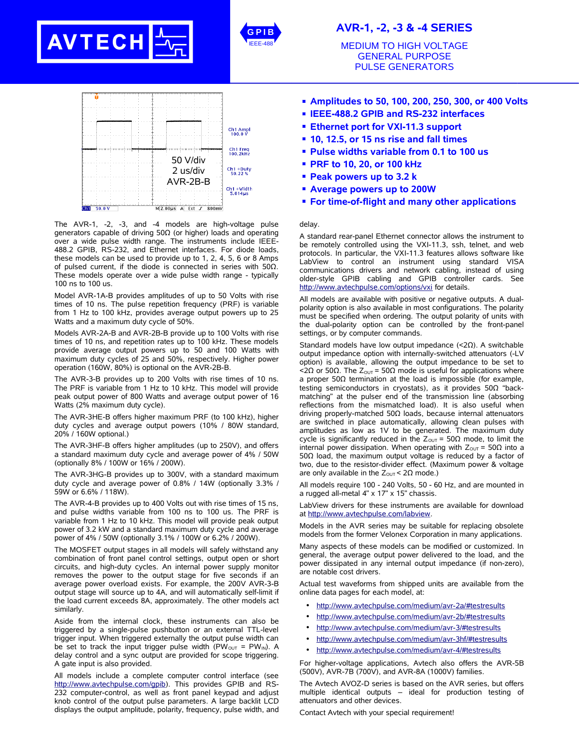# AVR-1, -2, -3 & -4 SERIES

## MEDIUM TO HIGH VOLTAGE GENERAL PURPOSE PULSE GENERATORS

- **Amplitudes to 50, 100, 200, 250, 300, or 400 Volts**
- **IEEE-488.2 GPIB and RS-232 interfaces**
- **Ethernet port for VXI-11.3 support**
- **10, 12.5, or 15 ns rise and fall times**
- **Pulse widths variable from 0.1 to 100 us**
- **PRF to 10, 20, or 100 kHz**
- **Peak powers up to 3.2 k**
- **Average powers up to 200W**
- **For time-of-flight and many other applications**

The AVR-1, -2, -3, and -4 models are high-voltage pulse generators capable of driving 50Ω (or higher) loads and operating over a wide pulse width range. The instruments include IEEE-488.2 GPIB, RS-232, and Ethernet interfaces. For diode loads, these models can be used to provide up to 1, 2, 4, 5, 6 or 8 Amps of pulsed current, if the diode is connected in series with 50Ω. These models operate over a wide pulse width range - typically 100 ns to 100 us.

Model AVR-1A-B provides amplitudes of up to 50 Volts with rise times of 10 ns. The pulse repetition frequency (PRF) is variable from 1 Hz to 100 kHz, provides average output powers up to 25 Watts and a maximum duty cycle of 50%.

Models AVR-2A-B and AVR-2B-B provide up to 100 Volts with rise times of 10 ns, and repetition rates up to 100 kHz. These models provide average output powers up to 50 and 100 Watts with maximum duty cycles of 25 and 50%, respectively. Higher power operation (160W, 80%) is optional on the AVR-2B-B.

The AVR-3-B provides up to 200 Volts with rise times of 10 ns. The PRF is variable from 1 Hz to 10 kHz. This model will provide peak output power of 800 Watts and average output power of 16 Watts (2% maximum duty cycle).

The AVR-3HE-B offers higher maximum PRF (to 100 kHz), higher duty cycles and average output powers (10% / 80W standard, 20% / 160W optional.)

The AVR-3HF-B offers higher amplitudes (up to 250V), and offers a standard maximum duty cycle and average power of 4% / 50W (optionally 8% / 100W or 16% / 200W).

The AVR-3HG-B provides up to 300V, with a standard maximum duty cycle and average power of 0.8% / 14W (optionally 3.3% / 59W or 6.6% / 118W).

The AVR-4-B provides up to 400 Volts out with rise times of 15 ns, and pulse widths variable from 100 ns to 100 us. The PRF is variable from 1 Hz to 10 kHz. This model will provide peak output power of 3.2 kW and a standard maximum duty cycle and average power of 4% / 50W (optionally 3.1% / 100W or 6.2% / 200W).

The MOSFET output stages in all models will safely withstand any combination of front panel control settings, output open or short circuits, and high-duty cycles. An internal power supply monitor removes the power to the output stage for five seconds if an average power overload exists. For example, the 200V AVR-3-B output stage will source up to 4A, and will automatically self-limit if the load current exceeds 8A, approximately. The other models act similarly.

Aside from the internal clock, these instruments can also be triggered by a single-pulse pushbutton or an external TTL-level trigger input. When triggered externally the output pulse width can be set to track the input trigger pulse width ($PW_{OUT} = PW_{IN}$). A delay control and a sync output are provided for scope triggering. A gate input is also provided.

All models include a complete computer control interface (see http://www.avtechpulse.com/gpib). This provides GPIB and RS-232 computer-control, as well as front panel keypad and adjust knob control of the output pulse parameters. A large backlit LCD displays the output amplitude, polarity, frequency, pulse width, and delay.

A standard rear-panel Ethernet connector allows the instrument to be remotely controlled using the VXI-11.3, ssh, telnet, and web protocols. In particular, the VXI-11.3 features allows software like LabView to control an instrument using standard VISA communications drivers and network cabling, instead of using older-style GPIB cabling and GPIB controller cards. See http://www.avtechpulse.com/options/vxi for details.

All models are available with positive or negative outputs. A dual-polarity option is also available in most configurations. The polarity must be specified when ordering. The output polarity of units with the dual-polarity option can be controlled by the front-panel settings, or by computer commands.

Standard models have low output impedance (<2Ω). A switchable output impedance option with internally-switched attenuators (-LV option) is available, allowing the output impedance to be set to <2Ω or 50Ω. The $Z_{OUT}$ = 50Ω mode is useful for applications where a proper 50Ω termination at the load is impossible (for example, testing semiconductors in cryostats), as it provides 50Ω "back-matching" at the pulser end of the transmission line (absorbing reflections from the mismatched load). It is also useful when driving properly-matched 50Ω loads, because internal attenuators are switched in place automatically, allowing clean pulses with amplitudes as low as 1V to be generated. The maximum duty cycle is significantly reduced in the $Z_{OUT}$ = 50Ω mode, to limit the internal power dissipation. When operating with $Z_{OUT}$ = 50Ω into a 50Ω load, the maximum output voltage is reduced by a factor of two, due to the resistor-divider effect. (Maximum power & voltage are only available in the $Z_{OUT}$ < 2Ω mode.)

All models require 100 - 240 Volts, 50 - 60 Hz, and are mounted in a rugged all-metal 4" x 17" x 15" chassis.

LabView drivers for these instruments are available for download at http://www.avtechpulse.com/labview.

Models in the AVR series may be suitable for replacing obsolete models from the former Velonex Corporation in many applications.

Many aspects of these models can be modified or customized. In general, the average output power delivered to the load, and the power dissipated in any internal output impedance (if non-zero), are notable cost drivers.

Actual test waveforms from shipped units are available from the online data pages for each model, at:

- http://www.avtechpulse.com/medium/avr-2a/#testresults
- http://www.avtechpulse.com/medium/avr-2b/#testresults
- http://www.avtechpulse.com/medium/avr-3/#testresults
- http://www.avtechpulse.com/medium/avr-3hf/#testresults
- http://www.avtechpulse.com/medium/avr-4/#testresults

For higher-voltage applications, Avtech also offers the AVR-5B (500V), AVR-7B (700V), and AVR-8A (1000V) families.

The Avtech AVOZ-D series is based on the AVR series, but offers multiple identical outputs – ideal for production testing of attenuators and other devices.

Contact Avtech with your special requirement!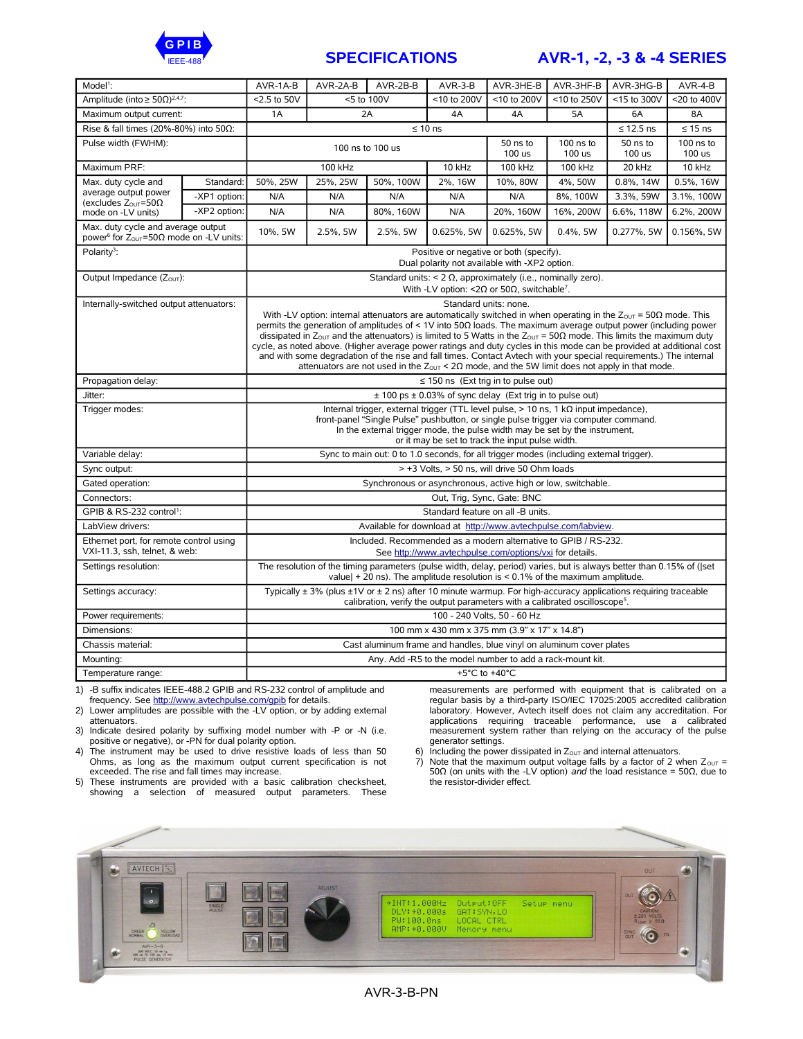# SPECIFICATIONS — AVR-1, -2, -3 & -4 SERIES

| Model[1]: | | AVR-1A-B | AVR-2A-B | AVR-2B-B | AVR-3-B | AVR-3HE-B | AVR-3HF-B | AVR-3HG-B | AVR-4-B |
|---|---|---|---|---|---|---|---|---|---|
| Amplitude (into ≥ 50Ω)[2,4,7]: | | <2.5 to 50V | <5 to 100V | | <10 to 200V | <10 to 200V | <10 to 250V | <15 to 300V | <20 to 400V |
| Maximum output current: | | 1A | 2A | | 4A | 4A | 5A | 6A | 8A |
| Rise & fall times (20%-80%) into 50Ω: | | ≤ 10 ns | | | | | | ≤ 12.5 ns | ≤ 15 ns |
| Pulse width (FWHM): | | 100 ns to 100 us | | | | 50 ns to 100 us | 100 ns to 100 us | 50 ns to 100 us | 100 ns to 100 us |
| Maximum PRF: | | 100 kHz | | | 10 kHz | 100 kHz | 100 kHz | 20 kHz | 10 kHz |
| Max. duty cycle and average output power (excludes $Z_{OUT}$=50Ω mode on -LV units) | Standard: | 50%, 25W | 25%, 25W | 50%, 100W | 2%, 16W | 10%, 80W | 4%, 50W | 0.8%, 14W | 0.5%, 16W |
| | -XP1 option: | N/A | N/A | N/A | N/A | N/A | 8%, 100W | 3.3%, 59W | 3.1%, 100W |
| | -XP2 option: | N/A | N/A | 80%, 160W | N/A | 20%, 160W | 16%, 200W | 6.6%, 118W | 6.2%, 200W |
| Max. duty cycle and average output power[6] for $Z_{OUT}$=50Ω mode on -LV units: | | 10%, 5W | 2.5%, 5W | 2.5%, 5W | 0.625%, 5W | 0.625%, 5W | 0.4%, 5W | 0.277%, 5W | 0.156%, 5W |
| Polarity[3]: | | Positive or negative or both (specify). Dual polarity not available with -XP2 option. | | | | | | | |
| Output Impedance ($Z_{OUT}$): | | Standard units: < 2 Ω, approximately (i.e., nominally zero). With -LV option: <2Ω or 50Ω, switchable[7]. | | | | | | | |
| Internally-switched output attenuators: | | Standard units: none. With -LV option: internal attenuators are automatically switched in when operating in the $Z_{OUT}$ = 50Ω mode. This permits the generation of amplitudes of < 1V into 50Ω loads. The maximum average output power (including power dissipated in $Z_{OUT}$ and the attenuators) is limited to 5 Watts in the $Z_{OUT}$ = 50Ω mode. This limits the maximum duty cycle, as noted above. (Higher average power ratings and duty cycles in this mode can be provided at additional cost and with some degradation of the rise and fall times. Contact Avtech with your special requirements.) The internal attenuators are not used in the $Z_{OUT}$ < 2Ω mode, and the 5W limit does not apply in that mode. | | | | | | | |
| Propagation delay: | | ≤ 150 ns (Ext trig in to pulse out) | | | | | | | |
| Jitter: | | ± 100 ps ± 0.03% of sync delay (Ext trig in to pulse out) | | | | | | | |
| Trigger modes: | | Internal trigger, external trigger (TTL level pulse, > 10 ns, 1 kΩ input impedance), front-panel "Single Pulse" pushbutton, or single pulse trigger via computer command. In the external trigger mode, the pulse width may be set by the instrument, or it may be set to track the input pulse width. | | | | | | | |
| Variable delay: | | Sync to main out: 0 to 1.0 seconds, for all trigger modes (including external trigger). | | | | | | | |
| Sync output: | | > +3 Volts, > 50 ns, will drive 50 Ohm loads | | | | | | | |
| Gated operation: | | Synchronous or asynchronous, active high or low, switchable. | | | | | | | |
| Connectors: | | Out, Trig, Sync, Gate: BNC | | | | | | | |
| GPIB & RS-232 control[1]: | | Standard feature on all -B units. | | | | | | | |
| LabView drivers: | | Available for download at http://www.avtechpulse.com/labview. | | | | | | | |
| Ethernet port, for remote control using VXI-11.3, ssh, telnet, & web: | | Included. Recommended as a modern alternative to GPIB / RS-232. See http://www.avtechpulse.com/options/vxi for details. | | | | | | | |
| Settings resolution: | | The resolution of the timing parameters (pulse width, delay, period) varies, but is always better than 0.15% of (\|set value\| + 20 ns). The amplitude resolution is < 0.1% of the maximum amplitude. | | | | | | | |
| Settings accuracy: | | Typically ± 3% (plus ±1V or ± 2 ns) after 10 minute warmup. For high-accuracy applications requiring traceable calibration, verify the output parameters with a calibrated oscilloscope[5]. | | | | | | | |
| Power requirements: | | 100 - 240 Volts, 50 - 60 Hz | | | | | | | |
| Dimensions: | | 100 mm x 430 mm x 375 mm (3.9" x 17" x 14.8") | | | | | | | |
| Chassis material: | | Cast aluminum frame and handles, blue vinyl on aluminum cover plates | | | | | | | |
| Mounting: | | Any. Add -R5 to the model number to add a rack-mount kit. | | | | | | | |
| Temperature range: | | +5°C to +40°C | | | | | | | |

1) -B suffix indicates IEEE-488.2 GPIB and RS-232 control of amplitude and frequency. See http://www.avtechpulse.com/gpib for details.
2) Lower amplitudes are possible with the -LV option, or by adding external attenuators.
3) Indicate desired polarity by suffixing model number with -P or -N (i.e. positive or negative), or -PN for dual polarity option.
4) The instrument may be used to drive resistive loads of less than 50 Ohms, as long as the maximum output current specification is not exceeded. The rise and fall times may increase.
5) These instruments are provided with a basic calibration checksheet, showing a selection of measured output parameters. These measurements are performed with equipment that is calibrated on a regular basis by a third-party ISO/IEC 17025:2005 accredited calibration laboratory. However, Avtech itself does not claim any accreditation. For applications requiring traceable performance, use a calibrated measurement system rather than relying on the accuracy of the pulse generator settings.
6) Including the power dissipated in $Z_{OUT}$ and internal attenuators.
7) Note that the maximum output voltage falls by a factor of 2 when $Z_{OUT}$ = 50Ω (on units with the -LV option) *and* the load resistance = 50Ω, due to the resistor-divider effect.

AVR-3-B-PN